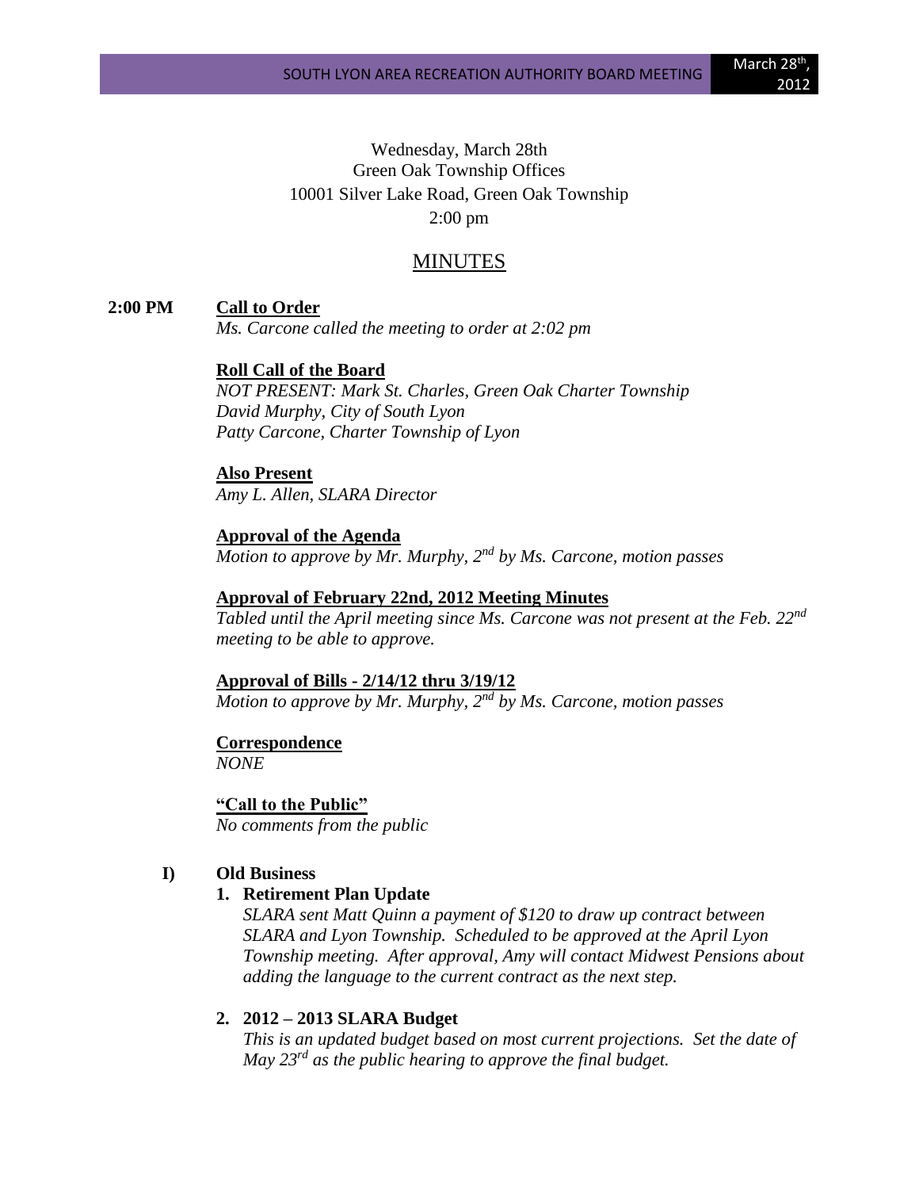Wednesday, March 28th
Green Oak Township Offices
10001 Silver Lake Road, Green Oak Township
2:00 pm

# MINUTES

**2:00 PM** **Call to Order**

*Ms. Carcone called the meeting to order at 2:02 pm*

**Roll Call of the Board**

*NOT PRESENT: Mark St. Charles, Green Oak Charter Township*
*David Murphy, City of South Lyon*
*Patty Carcone, Charter Township of Lyon*

**Also Present**

*Amy L. Allen, SLARA Director*

**Approval of the Agenda**

*Motion to approve by Mr. Murphy, 2nd by Ms. Carcone, motion passes*

**Approval of February 22nd, 2012 Meeting Minutes**

*Tabled until the April meeting since Ms. Carcone was not present at the Feb. 22nd meeting to be able to approve.*

**Approval of Bills - 2/14/12 thru 3/19/12**

*Motion to approve by Mr. Murphy, 2nd by Ms. Carcone, motion passes*

**Correspondence**

*NONE*

**"Call to the Public"**

*No comments from the public*

## I) Old Business

1. **Retirement Plan Update**

   *SLARA sent Matt Quinn a payment of $120 to draw up contract between SLARA and Lyon Township. Scheduled to be approved at the April Lyon Township meeting. After approval, Amy will contact Midwest Pensions about adding the language to the current contract as the next step.*

2. **2012 – 2013 SLARA Budget**

   *This is an updated budget based on most current projections. Set the date of May 23rd as the public hearing to approve the final budget.*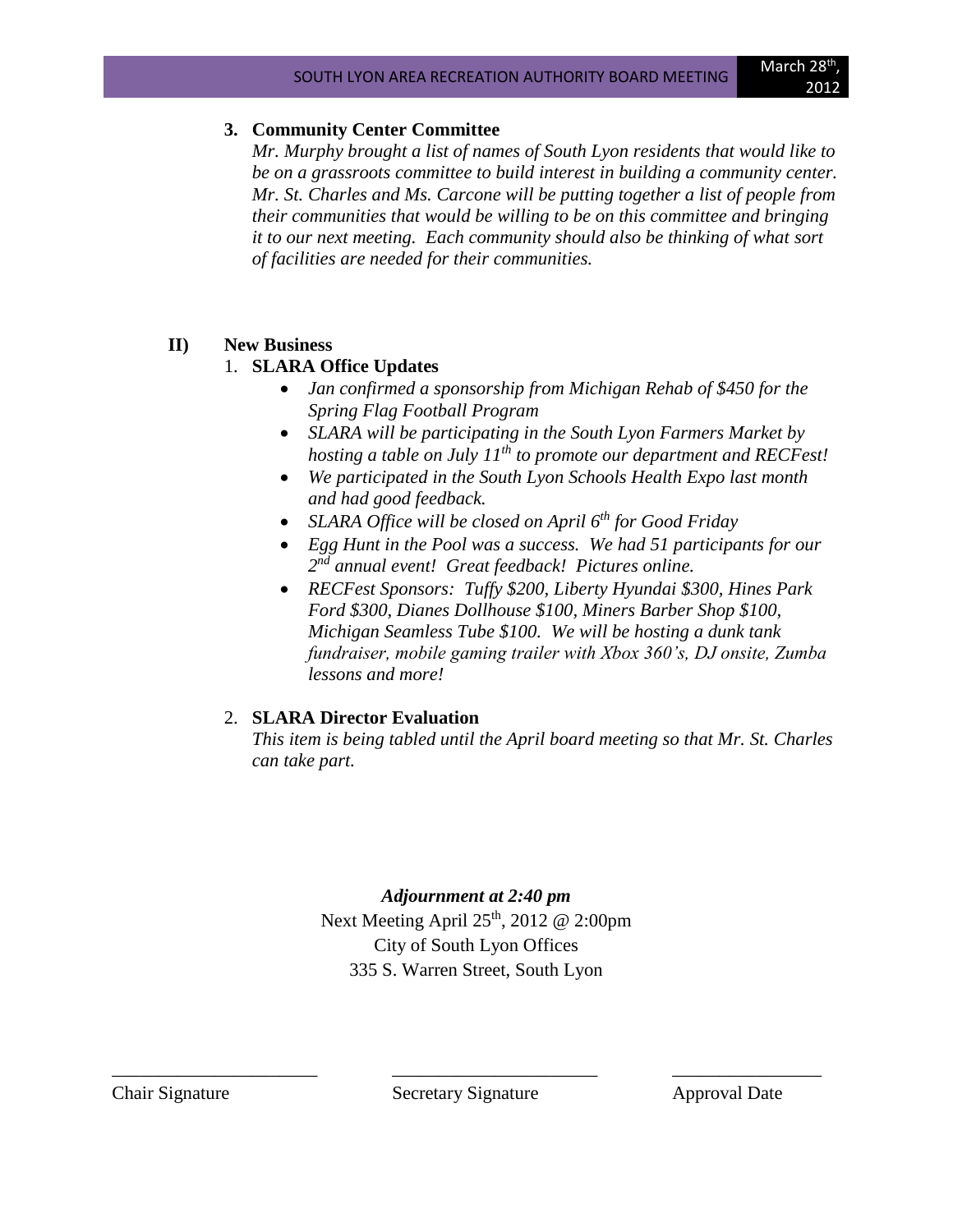3. **Community Center Committee**

   *Mr. Murphy brought a list of names of South Lyon residents that would like to be on a grassroots committee to build interest in building a community center. Mr. St. Charles and Ms. Carcone will be putting together a list of people from their communities that would be willing to be on this committee and bringing it to our next meeting. Each community should also be thinking of what sort of facilities are needed for their communities.*

## II) New Business

1. **SLARA Office Updates**
   - *Jan confirmed a sponsorship from Michigan Rehab of $450 for the Spring Flag Football Program*
   - *SLARA will be participating in the South Lyon Farmers Market by hosting a table on July 11th to promote our department and RECFest!*
   - *We participated in the South Lyon Schools Health Expo last month and had good feedback.*
   - *SLARA Office will be closed on April 6th for Good Friday*
   - *Egg Hunt in the Pool was a success. We had 51 participants for our 2nd annual event! Great feedback! Pictures online.*
   - *RECFest Sponsors: Tuffy $200, Liberty Hyundai $300, Hines Park Ford $300, Dianes Dollhouse $100, Miners Barber Shop $100, Michigan Seamless Tube $100. We will be hosting a dunk tank fundraiser, mobile gaming trailer with Xbox 360's, DJ onsite, Zumba lessons and more!*

2. **SLARA Director Evaluation**

   *This item is being tabled until the April board meeting so that Mr. St. Charles can take part.*

***Adjournment at 2:40 pm***

Next Meeting April 25th, 2012 @ 2:00pm
City of South Lyon Offices
335 S. Warren Street, South Lyon

______________________ ______________________ ________________

Chair Signature Secretary Signature Approval Date